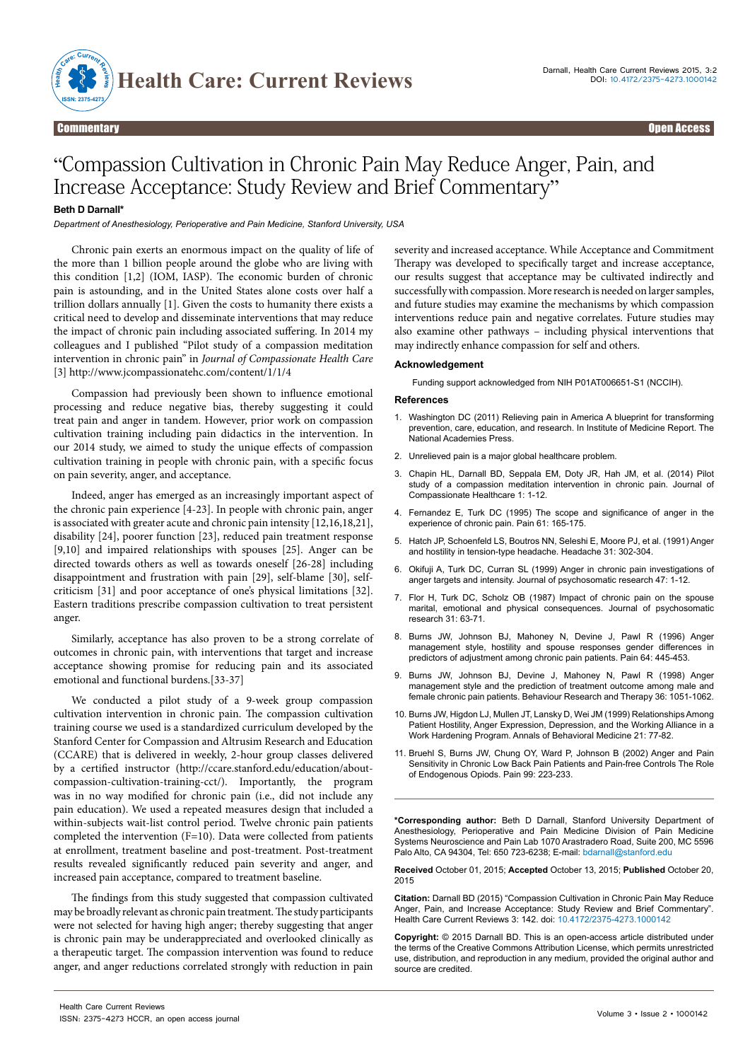Commentary | Open Access

# "Compassion Cultivation in Chronic Pain May Reduce Anger, Pain, and Increase Acceptance: Study Review and Brief Commentary"

**Beth D Darnall***

*Department of Anesthesiology, Perioperative and Pain Medicine, Stanford University, USA*

Chronic pain exerts an enormous impact on the quality of life of the more than 1 billion people around the globe who are living with this condition [1,2] (IOM, IASP). The economic burden of chronic pain is astounding, and in the United States alone costs over half a trillion dollars annually [1]. Given the costs to humanity there exists a critical need to develop and disseminate interventions that may reduce the impact of chronic pain including associated suffering. In 2014 my colleagues and I published "Pilot study of a compassion meditation intervention in chronic pain" in *Journal of Compassionate Health Care* [3] http://www.jcompassionatehc.com/content/1/1/4

Compassion had previously been shown to influence emotional processing and reduce negative bias, thereby suggesting it could treat pain and anger in tandem. However, prior work on compassion cultivation training including pain didactics in the intervention. In our 2014 study, we aimed to study the unique effects of compassion cultivation training in people with chronic pain, with a specific focus on pain severity, anger, and acceptance.

Indeed, anger has emerged as an increasingly important aspect of the chronic pain experience [4-23]. In people with chronic pain, anger is associated with greater acute and chronic pain intensity [12,16,18,21], disability [24], poorer function [23], reduced pain treatment response [9,10] and impaired relationships with spouses [25]. Anger can be directed towards others as well as towards oneself [26-28] including disappointment and frustration with pain [29], self-blame [30], self-criticism [31] and poor acceptance of one's physical limitations [32]. Eastern traditions prescribe compassion cultivation to treat persistent anger.

Similarly, acceptance has also proven to be a strong correlate of outcomes in chronic pain, with interventions that target and increase acceptance showing promise for reducing pain and its associated emotional and functional burdens.[33-37]

We conducted a pilot study of a 9-week group compassion cultivation intervention in chronic pain. The compassion cultivation training course we used is a standardized curriculum developed by the Stanford Center for Compassion and Altrusim Research and Education (CCARE) that is delivered in weekly, 2-hour group classes delivered by a certified instructor (http://ccare.stanford.edu/education/about-compassion-cultivation-training-cct/). Importantly, the program was in no way modified for chronic pain (i.e., did not include any pain education). We used a repeated measures design that included a within-subjects wait-list control period. Twelve chronic pain patients completed the intervention (F=10). Data were collected from patients at enrollment, treatment baseline and post-treatment. Post-treatment results revealed significantly reduced pain severity and anger, and increased pain acceptance, compared to treatment baseline.

The findings from this study suggested that compassion cultivated may be broadly relevant as chronic pain treatment. The study participants were not selected for having high anger; thereby suggesting that anger is chronic pain may be underappreciated and overlooked clinically as a therapeutic target. The compassion intervention was found to reduce anger, and anger reductions correlated strongly with reduction in pain severity and increased acceptance. While Acceptance and Commitment Therapy was developed to specifically target and increase acceptance, our results suggest that acceptance may be cultivated indirectly and successfully with compassion. More research is needed on larger samples, and future studies may examine the mechanisms by which compassion interventions reduce pain and negative correlates. Future studies may also examine other pathways – including physical interventions that may indirectly enhance compassion for self and others.

## Acknowledgement

Funding support acknowledged from NIH P01AT006651-S1 (NCCIH).

## References

1. Washington DC (2011) Relieving pain in America A blueprint for transforming prevention, care, education, and research. In Institute of Medicine Report. The National Academies Press.
2. Unrelieved pain is a major global healthcare problem.
3. Chapin HL, Darnall BD, Seppala EM, Doty JR, Hah JM, et al. (2014) Pilot study of a compassion meditation intervention in chronic pain. Journal of Compassionate Healthcare 1: 1-12.
4. Fernandez E, Turk DC (1995) The scope and significance of anger in the experience of chronic pain. Pain 61: 165-175.
5. Hatch JP, Schoenfeld LS, Boutros NN, Seleshi E, Moore PJ, et al. (1991) Anger and hostility in tension-type headache. Headache 31: 302-304.
6. Okifuji A, Turk DC, Curran SL (1999) Anger in chronic pain investigations of anger targets and intensity. Journal of psychosomatic research 47: 1-12.
7. Flor H, Turk DC, Scholz OB (1987) Impact of chronic pain on the spouse marital, emotional and physical consequences. Journal of psychosomatic research 31: 63-71.
8. Burns JW, Johnson BJ, Mahoney N, Devine J, Pawl R (1996) Anger management style, hostility and spouse responses gender differences in predictors of adjustment among chronic pain patients. Pain 64: 445-453.
9. Burns JW, Johnson BJ, Devine J, Mahoney N, Pawl R (1998) Anger management style and the prediction of treatment outcome among male and female chronic pain patients. Behaviour Research and Therapy 36: 1051-1062.
10. Burns JW, Higdon LJ, Mullen JT, Lansky D, Wei JM (1999) Relationships Among Patient Hostility, Anger Expression, Depression, and the Working Alliance in a Work Hardening Program. Annals of Behavioral Medicine 21: 77-82.
11. Bruehl S, Burns JW, Chung OY, Ward P, Johnson B (2002) Anger and Pain Sensitivity in Chronic Low Back Pain Patients and Pain-free Controls The Role of Endogenous Opiods. Pain 99: 223-233.

**\*Corresponding author:** Beth D Darnall, Stanford University Department of Anesthesiology, Perioperative and Pain Medicine Division of Pain Medicine Systems Neuroscience and Pain Lab 1070 Arastradero Road, Suite 200, MC 5596 Palo Alto, CA 94304, Tel: 650 723-6238; E-mail: bdarnall@stanford.edu

**Received** October 01, 2015; **Accepted** October 13, 2015; **Published** October 20, 2015

**Citation:** Darnall BD (2015) "Compassion Cultivation in Chronic Pain May Reduce Anger, Pain, and Increase Acceptance: Study Review and Brief Commentary". Health Care Current Reviews 3: 142. doi: 10.4172/2375-4273.1000142

**Copyright:** © 2015 Darnall BD. This is an open-access article distributed under the terms of the Creative Commons Attribution License, which permits unrestricted use, distribution, and reproduction in any medium, provided the original author and source are credited.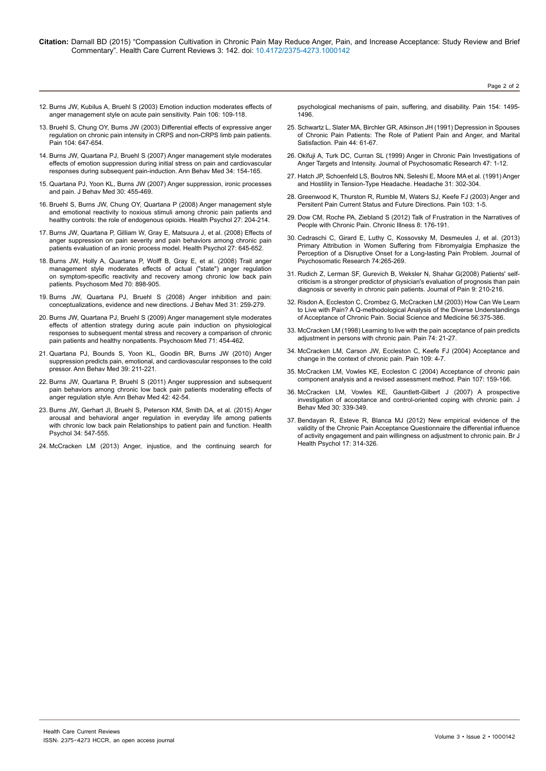12. Burns JW, Kubilus A, Bruehl S (2003) Emotion induction moderates effects of anger management style on acute pain sensitivity. Pain 106: 109-118.
13. Bruehl S, Chung OY, Burns JW (2003) Differential effects of expressive anger regulation on chronic pain intensity in CRPS and non-CRPS limb pain patients. Pain 104: 647-654.
14. Burns JW, Quartana PJ, Bruehl S (2007) Anger management style moderates effects of emotion suppression during initial stress on pain and cardiovascular responses during subsequent pain-induction. Ann Behav Med 34: 154-165.
15. Quartana PJ, Yoon KL, Burns JW (2007) Anger suppression, ironic processes and pain. J Behav Med 30: 455-469.
16. Bruehl S, Burns JW, Chung OY, Quartana P (2008) Anger management style and emotional reactivity to noxious stimuli among chronic pain patients and healthy controls: the role of endogenous opioids. Health Psychol 27: 204-214.
17. Burns JW, Quartana P, Gilliam W, Gray E, Matsuura J, et al. (2008) Effects of anger suppression on pain severity and pain behaviors among chronic pain patients evaluation of an ironic process model. Health Psychol 27: 645-652.
18. Burns JW, Holly A, Quartana P, Wolff B, Gray E, et al. (2008) Trait anger management style moderates effects of actual ("state") anger regulation on symptom-specific reactivity and recovery among chronic low back pain patients. Psychosom Med 70: 898-905.
19. Burns JW, Quartana PJ, Bruehl S (2008) Anger inhibition and pain: conceptualizations, evidence and new directions. J Behav Med 31: 259-279.
20. Burns JW, Quartana PJ, Bruehl S (2009) Anger management style moderates effects of attention strategy during acute pain induction on physiological responses to subsequent mental stress and recovery a comparison of chronic pain patients and healthy nonpatients. Psychosom Med 71: 454-462.
21. Quartana PJ, Bounds S, Yoon KL, Goodin BR, Burns JW (2010) Anger suppression predicts pain, emotional, and cardiovascular responses to the cold pressor. Ann Behav Med 39: 211-221.
22. Burns JW, Quartana P, Bruehl S (2011) Anger suppression and subsequent pain behaviors among chronic low back pain patients moderating effects of anger regulation style. Ann Behav Med 42: 42-54.
23. Burns JW, Gerhart JI, Bruehl S, Peterson KM, Smith DA, et al. (2015) Anger arousal and behavioral anger regulation in everyday life among patients with chronic low back pain Relationships to patient pain and function. Health Psychol 34: 547-555.
24. McCracken LM (2013) Anger, injustice, and the continuing search for psychological mechanisms of pain, suffering, and disability. Pain 154: 1495-1496.
25. Schwartz L, Slater MA, Birchler GR, Atkinson JH (1991) Depression in Spouses of Chronic Pain Patients: The Role of Patient Pain and Anger, and Marital Satisfaction. Pain 44: 61-67.
26. Okifuji A, Turk DC, Curran SL (1999) Anger in Chronic Pain Investigations of Anger Targets and Intensity. Journal of Psychosomatic Research 47: 1-12.
27. Hatch JP, Schoenfeld LS, Boutros NN, Seleshi E, Moore MA et al. (1991) Anger and Hostility in Tension-Type Headache. Headache 31: 302-304.
28. Greenwood K, Thurston R, Rumble M, Waters SJ, Keefe FJ (2003) Anger and Persitent Pain Current Status and Future Directions. Pain 103: 1-5.
29. Dow CM, Roche PA, Ziebland S (2012) Talk of Frustration in the Narratives of People with Chronic Pain. Chronic Illness 8: 176-191.
30. Cedraschi C, Girard E, Luthy C, Kossovsky M, Desmeules J, et al. (2013) Primary Attribution in Women Suffering from Fibromyalgia Emphasize the Perception of a Disruptive Onset for a Long-lasting Pain Problem. Journal of Psychosomatic Research 74:265-269.
31. Rudich Z, Lerman SF, Gurevich B, Weksler N, Shahar G(2008) Patients' self-criticism is a stronger predictor of physician's evaluation of prognosis than pain diagnosis or severity in chronic pain patients. Journal of Pain 9: 210-216.
32. Risdon A, Eccleston C, Crombez G, McCracken LM (2003) How Can We Learn to Live with Pain? A Q-methodological Analysis of the Diverse Understandings of Acceptance of Chronic Pain. Social Science and Medicine 56:375-386.
33. McCracken LM (1998) Learning to live with the pain acceptance of pain predicts adjustment in persons with chronic pain. Pain 74: 21-27.
34. McCracken LM, Carson JW, Eccleston C, Keefe FJ (2004) Acceptance and change in the context of chronic pain. Pain 109: 4-7.
35. McCracken LM, Vowles KE, Eccleston C (2004) Acceptance of chronic pain component analysis and a revised assessment method. Pain 107: 159-166.
36. McCracken LM, Vowles KE, Gauntlett-Gilbert J (2007) A prospective investigation of acceptance and control-oriented coping with chronic pain. J Behav Med 30: 339-349.
37. Bendayan R, Esteve R, Blanca MJ (2012) New empirical evidence of the validity of the Chronic Pain Acceptance Questionnaire the differential influence of activity engagement and pain willingness on adjustment to chronic pain. Br J Health Psychol 17: 314-326.